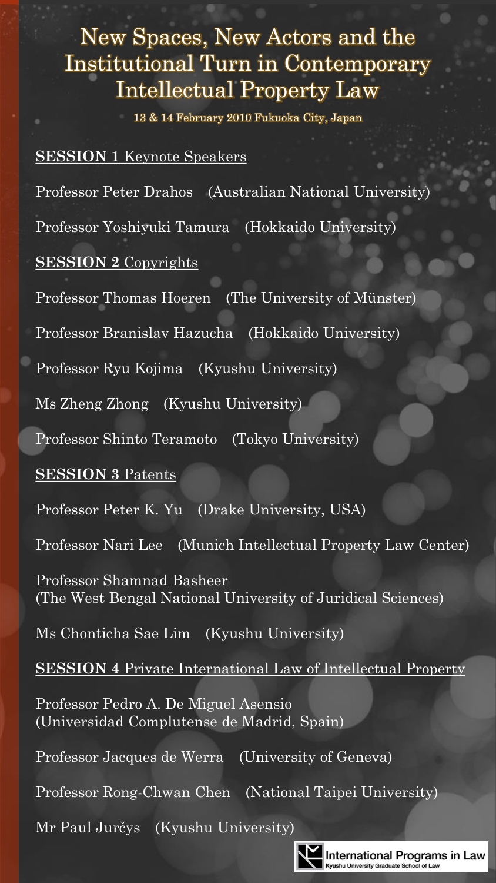# New Spaces, New Actors and the Institutional Turn in Contemporary Intellectual Property Law

13 & 14 February 2010 Fukuoka City, Japan

**SESSION 1** Keynote Speakers

Professor Peter Drahos (Australian National University)

Professor Yoshiyuki Tamura (Hokkaido University)

**SESSION 2** Copyrights

Professor Thomas Hoeren (The University of Münster)

Professor Branislav Hazucha (Hokkaido University)

Professor Ryu Kojima (Kyushu University)

Ms Zheng Zhong (Kyushu University)

Professor Shinto Teramoto (Tokyo University)

**SESSION 3** Patents

Professor Peter K. Yu (Drake University, USA)

Professor Nari Lee (Munich Intellectual Property Law Center)

Professor Shamnad Basheer
(The West Bengal National University of Juridical Sciences)

Ms Chonticha Sae Lim (Kyushu University)

**SESSION 4** Private International Law of Intellectual Property

Professor Pedro A. De Miguel Asensio
(Universidad Complutense de Madrid, Spain)

Professor Jacques de Werra (University of Geneva)

Professor Rong-Chwan Chen (National Taipei University)

Mr Paul Jurčys (Kyushu University)

International Programs in Law
Kyushu University Graduate School of Law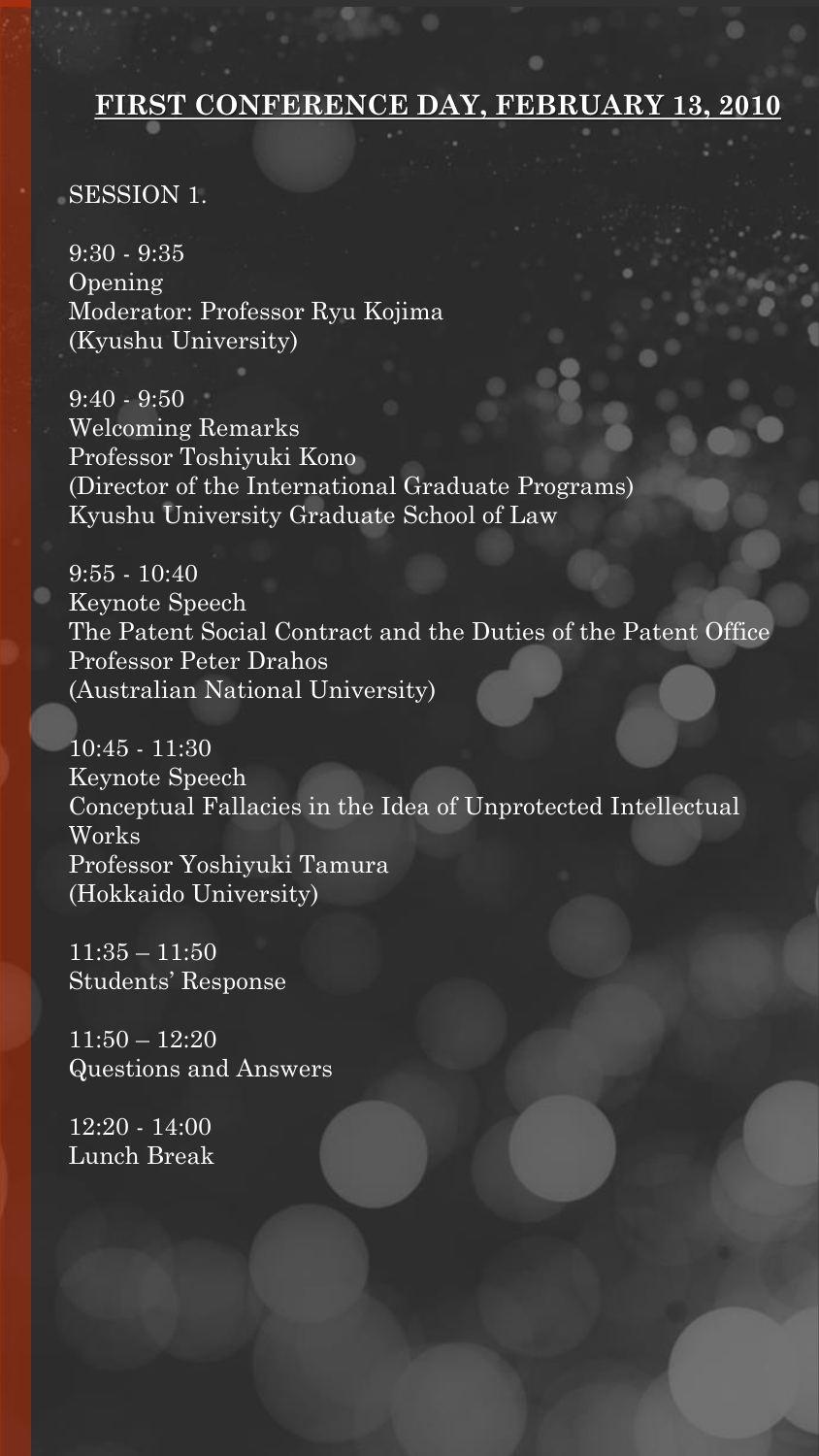## FIRST CONFERENCE DAY, FEBRUARY 13, 2010

SESSION 1.

9:30 - 9:35
Opening
Moderator: Professor Ryu Kojima
(Kyushu University)

9:40 - 9:50
Welcoming Remarks
Professor Toshiyuki Kono
(Director of the International Graduate Programs)
Kyushu University Graduate School of Law

9:55 - 10:40
Keynote Speech
The Patent Social Contract and the Duties of the Patent Office
Professor Peter Drahos
(Australian National University)

10:45 - 11:30
Keynote Speech
Conceptual Fallacies in the Idea of Unprotected Intellectual Works
Professor Yoshiyuki Tamura
(Hokkaido University)

11:35 – 11:50
Students' Response

11:50 – 12:20
Questions and Answers

12:20 - 14:00
Lunch Break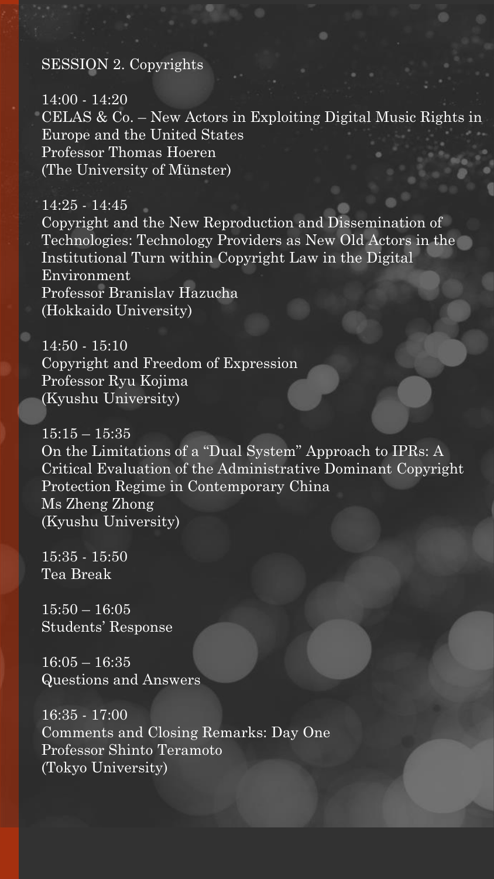## SESSION 2. Copyrights

14:00 - 14:20
CELAS & Co. – New Actors in Exploiting Digital Music Rights in Europe and the United States
Professor Thomas Hoeren
(The University of Münster)

14:25 - 14:45
Copyright and the New Reproduction and Dissemination of Technologies: Technology Providers as New Old Actors in the Institutional Turn within Copyright Law in the Digital Environment
Professor Branislav Hazucha
(Hokkaido University)

14:50 - 15:10
Copyright and Freedom of Expression
Professor Ryu Kojima
(Kyushu University)

15:15 – 15:35
On the Limitations of a "Dual System" Approach to IPRs: A Critical Evaluation of the Administrative Dominant Copyright Protection Regime in Contemporary China
Ms Zheng Zhong
(Kyushu University)

15:35 - 15:50
Tea Break

15:50 – 16:05
Students' Response

16:05 – 16:35
Questions and Answers

16:35 - 17:00
Comments and Closing Remarks: Day One
Professor Shinto Teramoto
(Tokyo University)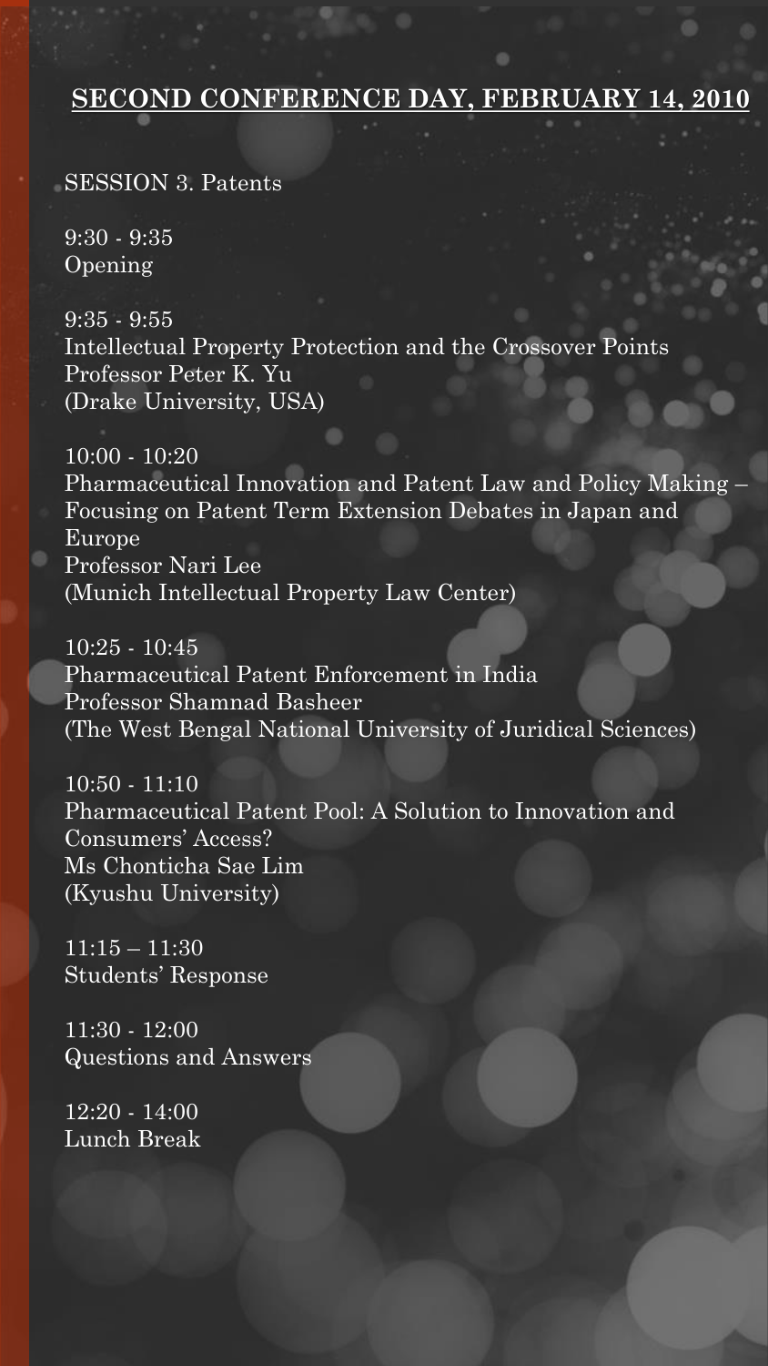## SECOND CONFERENCE DAY, FEBRUARY 14, 2010

SESSION 3. Patents

9:30 - 9:35
Opening

9:35 - 9:55
Intellectual Property Protection and the Crossover Points
Professor Peter K. Yu
(Drake University, USA)

10:00 - 10:20
Pharmaceutical Innovation and Patent Law and Policy Making – Focusing on Patent Term Extension Debates in Japan and Europe
Professor Nari Lee
(Munich Intellectual Property Law Center)

10:25 - 10:45
Pharmaceutical Patent Enforcement in India
Professor Shamnad Basheer
(The West Bengal National University of Juridical Sciences)

10:50 - 11:10
Pharmaceutical Patent Pool: A Solution to Innovation and Consumers' Access?
Ms Chonticha Sae Lim
(Kyushu University)

11:15 – 11:30
Students' Response

11:30 - 12:00
Questions and Answers

12:20 - 14:00
Lunch Break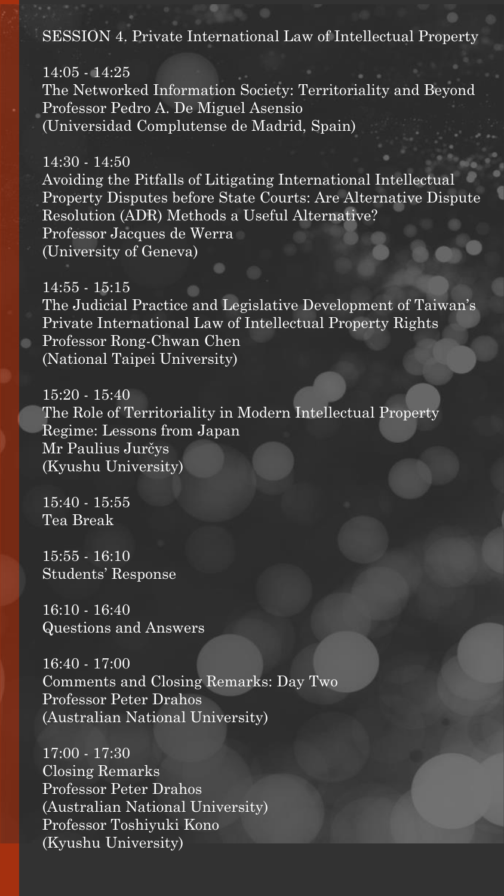## SESSION 4. Private International Law of Intellectual Property

14:05 - 14:25
The Networked Information Society: Territoriality and Beyond
Professor Pedro A. De Miguel Asensio
(Universidad Complutense de Madrid, Spain)

14:30 - 14:50
Avoiding the Pitfalls of Litigating International Intellectual Property Disputes before State Courts: Are Alternative Dispute Resolution (ADR) Methods a Useful Alternative?
Professor Jacques de Werra
(University of Geneva)

14:55 - 15:15
The Judicial Practice and Legislative Development of Taiwan's Private International Law of Intellectual Property Rights
Professor Rong-Chwan Chen
(National Taipei University)

15:20 - 15:40
The Role of Territoriality in Modern Intellectual Property Regime: Lessons from Japan
Mr Paulius Jurčys
(Kyushu University)

15:40 - 15:55
Tea Break

15:55 - 16:10
Students' Response

16:10 - 16:40
Questions and Answers

16:40 - 17:00
Comments and Closing Remarks: Day Two
Professor Peter Drahos
(Australian National University)

17:00 - 17:30
Closing Remarks
Professor Peter Drahos
(Australian National University)
Professor Toshiyuki Kono
(Kyushu University)